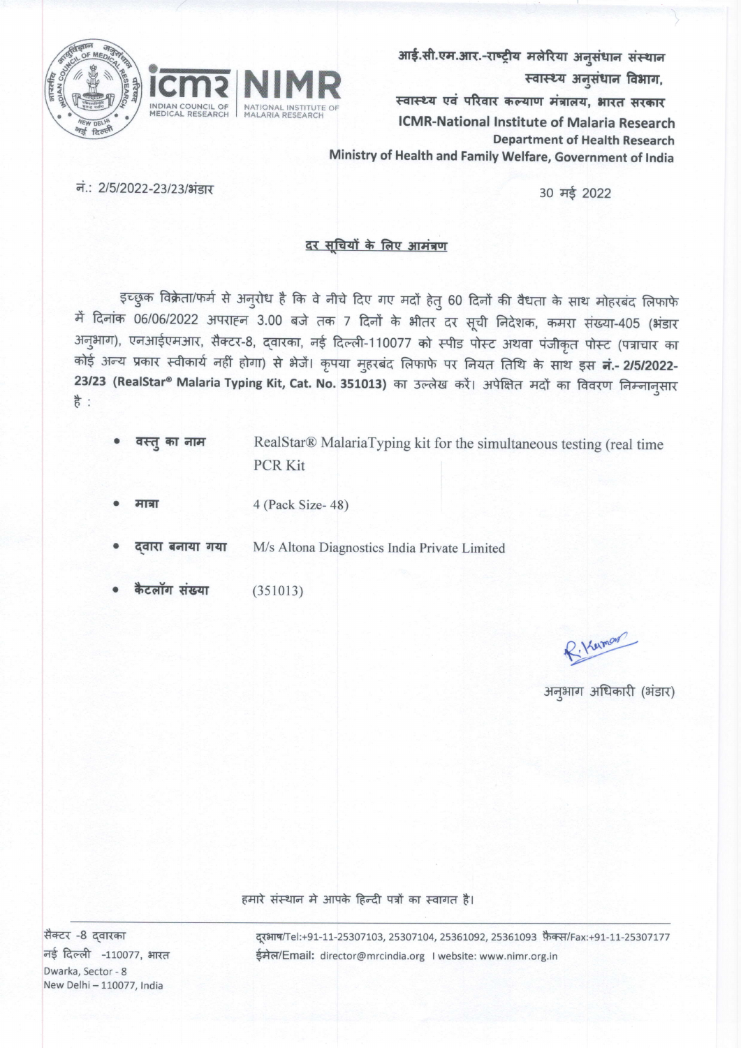आई.सी.एम.आर.-राष्ट्रीय मलेरिया अनुसंधान संस्थान
स्वास्थ्य अनुसंधान विभाग,
स्वास्थ्य एवं परिवार कल्याण मंत्रालय, भारत सरकार

**ICMR-National Institute of Malaria Research**
**Department of Health Research**
**Ministry of Health and Family Welfare, Government of India**

नं.: 2/5/2022-23/23/भंडार

30 मई 2022

**<u>दर सूचियों के लिए आमंत्रण</u>**

इच्छुक विक्रेता/फर्म से अनुरोध है कि वे नीचे दिए गए मदों हेतु 60 दिनों की वैधता के साथ मोहरबंद लिफाफे में दिनांक 06/06/2022 अपराह्न 3.00 बजे तक 7 दिनों के भीतर दर सूची निदेशक, कमरा संख्या-405 (भंडार अनुभाग), एनआईएमआर, सैक्टर-8, द्वारका, नई दिल्ली-110077 को स्पीड पोस्ट अथवा पंजीकृत पोस्ट (पत्राचार का कोई अन्य प्रकार स्वीकार्य नहीं होगा) से भेजें। कृपया मुहरबंद लिफाफे पर नियत तिथि के साथ इस **नं.- 2/5/2022-23/23 (RealStar® Malaria Typing Kit, Cat. No. 351013)** का उल्लेख करें। अपेक्षित मदों का विवरण निम्नानुसार है :

- **वस्तु का नाम** — RealStar® MalariaTyping kit for the simultaneous testing (real time PCR Kit
- **मात्रा** — 4 (Pack Size- 48)
- **द्वारा बनाया गया** — M/s Altona Diagnostics India Private Limited
- **कैटलॉग संख्या** — (351013)

R. Kumar

अनुभाग अधिकारी (भंडार)

हमारे संस्थान मे आपके हिन्दी पत्रों का स्वागत है।

सैक्टर -8 द्वारका
नई दिल्ली -110077, भारत
Dwarka, Sector - 8
New Delhi – 110077, India

दूरभाष/Tel:+91-11-25307103, 25307104, 25361092, 25361093 फ़ैक्स/Fax:+91-11-25307177
ईमेल/Email: director@mrcindia.org I website: www.nimr.org.in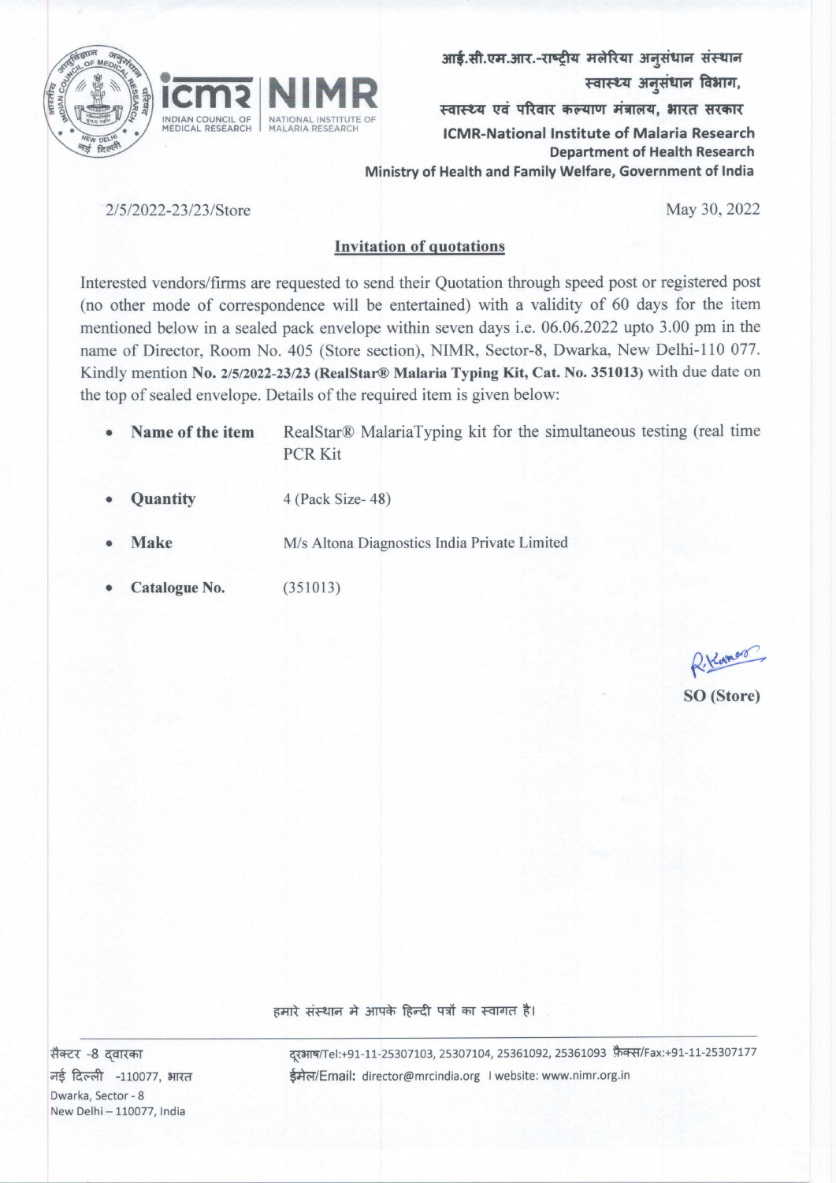आई.सी.एम.आर.-राष्ट्रीय मलेरिया अनुसंधान संस्थान
स्वास्थ्य अनुसंधान विभाग,
स्वास्थ्य एवं परिवार कल्याण मंत्रालय, भारत सरकार

**ICMR-National Institute of Malaria Research**
**Department of Health Research**
**Ministry of Health and Family Welfare, Government of India**

2/5/2022-23/23/Store

May 30, 2022

## Invitation of quotations

Interested vendors/firms are requested to send their Quotation through speed post or registered post (no other mode of correspondence will be entertained) with a validity of 60 days for the item mentioned below in a sealed pack envelope within seven days i.e. 06.06.2022 upto 3.00 pm in the name of Director, Room No. 405 (Store section), NIMR, Sector-8, Dwarka, New Delhi-110 077. Kindly mention **No. 2/5/2022-23/23 (RealStar® Malaria Typing Kit, Cat. No. 351013)** with due date on the top of sealed envelope. Details of the required item is given below:

- **Name of the item** RealStar® MalariaTyping kit for the simultaneous testing (real time PCR Kit
- **Quantity** 4 (Pack Size- 48)
- **Make** M/s Altona Diagnostics India Private Limited
- **Catalogue No.** (351013)

R.Kumar
**SO (Store)**

हमारे संस्थान मे आपके हिन्दी पत्रों का स्वागत है।

सैक्टर -8 द्वारका
नई दिल्ली -110077, भारत
Dwarka, Sector - 8
New Delhi – 110077, India

दूरभाष/Tel:+91-11-25307103, 25307104, 25361092, 25361093 फ़ैक्स/Fax:+91-11-25307177
ईमेल/Email: director@mrcindia.org | website: www.nimr.org.in